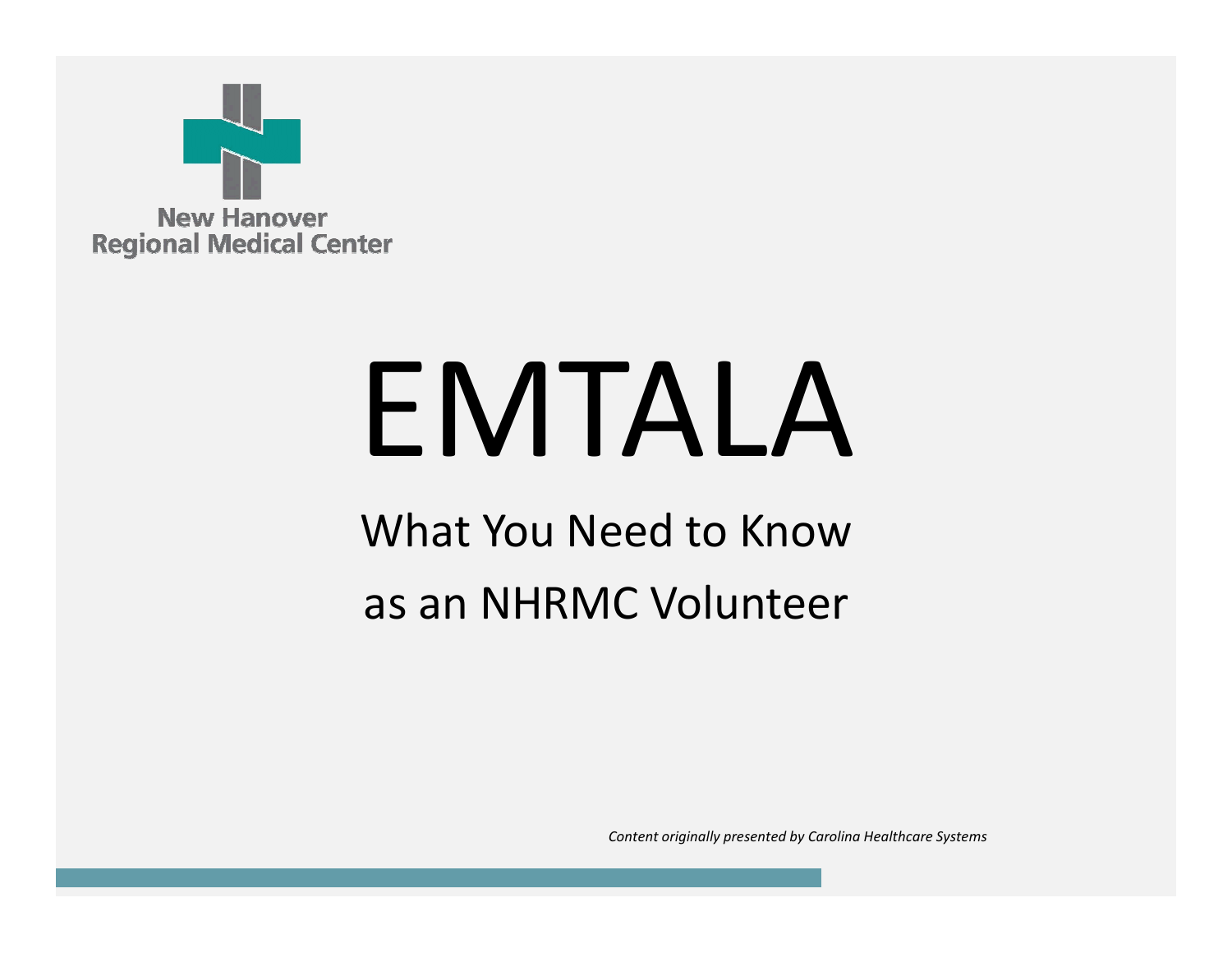New Hanover
Regional Medical Center

# EMTALA

## What You Need to Know as an NHRMC Volunteer

*Content originally presented by Carolina Healthcare Systems*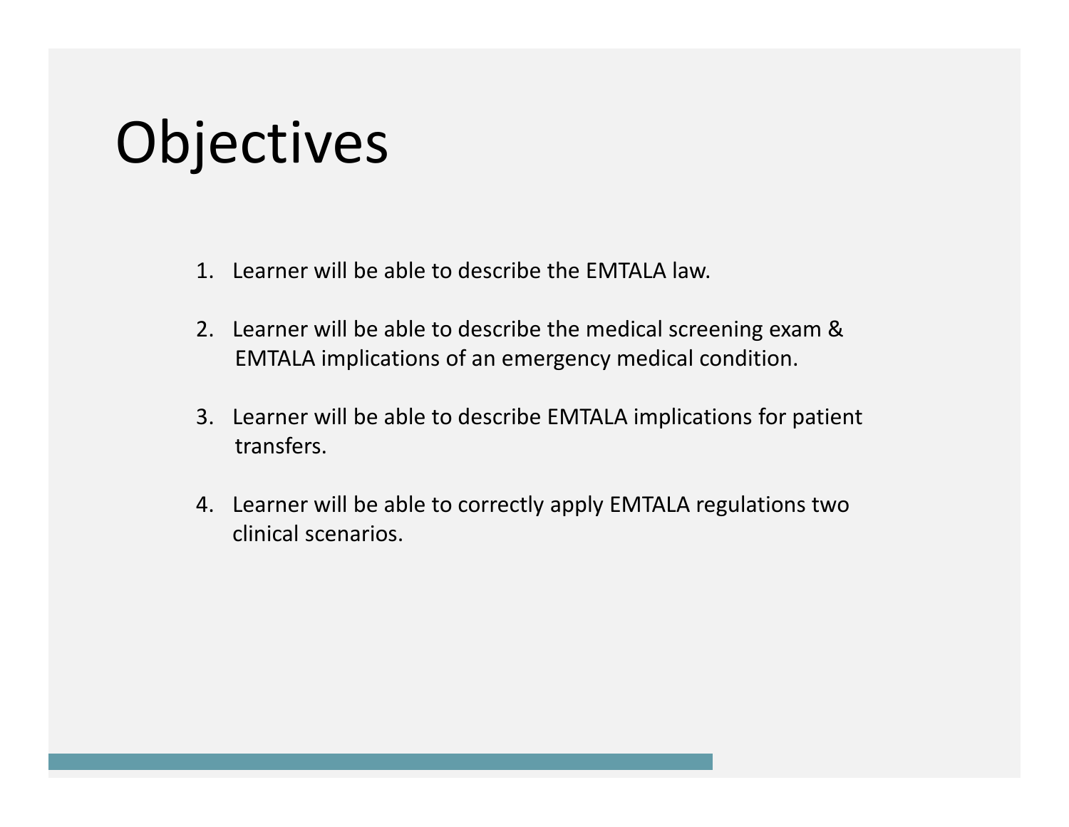# Objectives

1. Learner will be able to describe the EMTALA law.

2. Learner will be able to describe the medical screening exam & EMTALA implications of an emergency medical condition.

3. Learner will be able to describe EMTALA implications for patient transfers.

4. Learner will be able to correctly apply EMTALA regulations two clinical scenarios.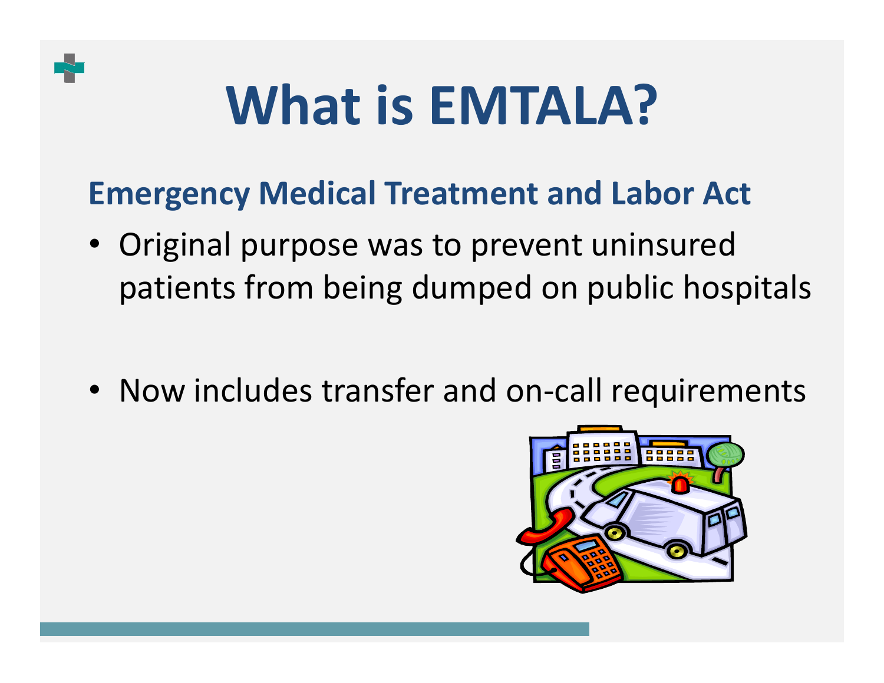# What is EMTALA?

## Emergency Medical Treatment and Labor Act

- Original purpose was to prevent uninsured patients from being dumped on public hospitals
- Now includes transfer and on-call requirements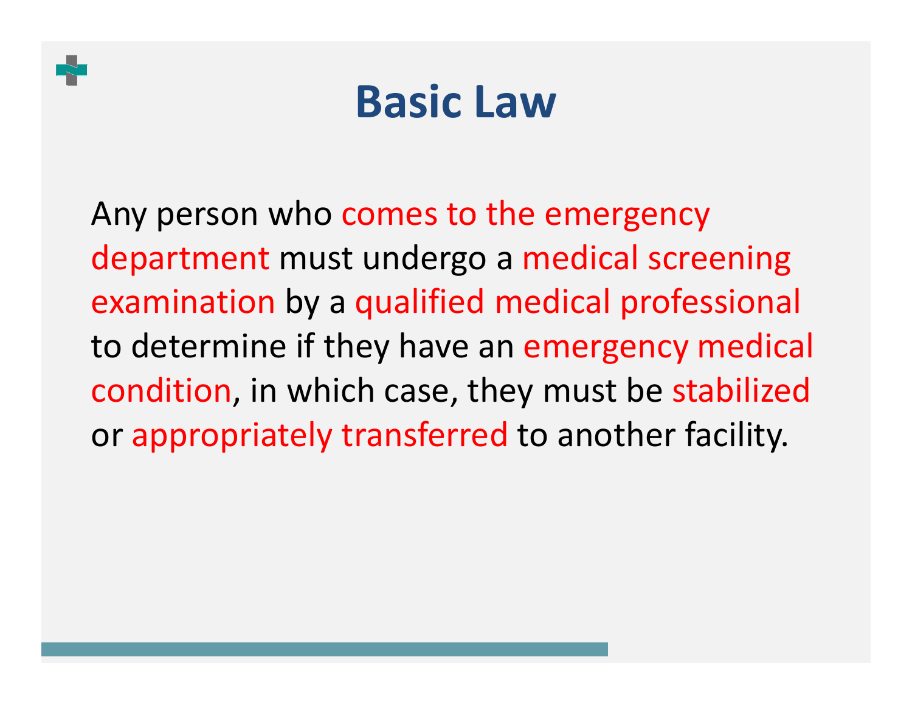# Basic Law

Any person who comes to the emergency department must undergo a medical screening examination by a qualified medical professional to determine if they have an emergency medical condition, in which case, they must be stabilized or appropriately transferred to another facility.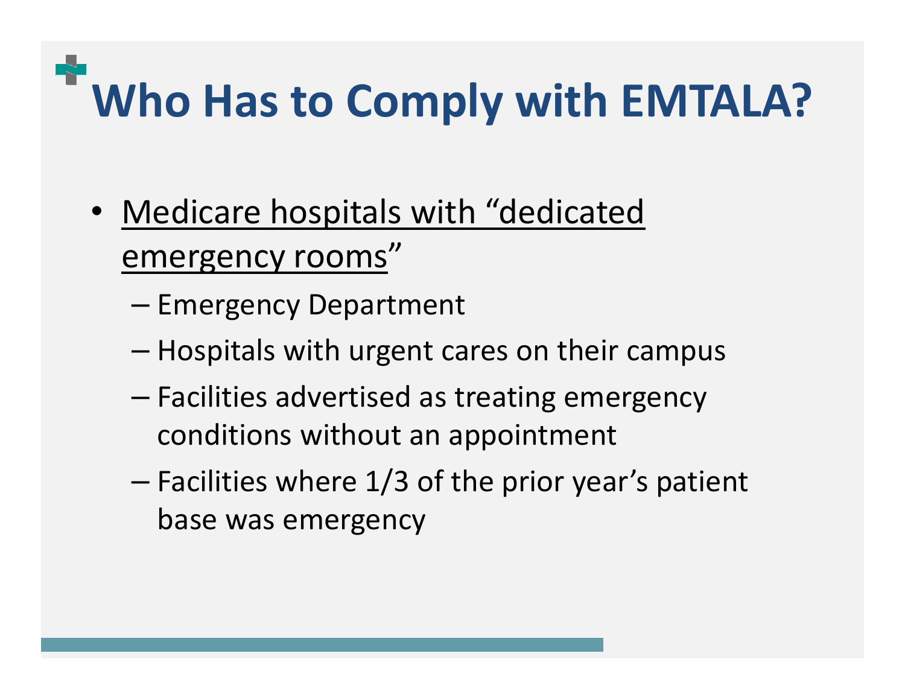# Who Has to Comply with EMTALA?

- <u>Medicare hospitals with "dedicated emergency rooms</u>"
  - Emergency Department
  - Hospitals with urgent cares on their campus
  - Facilities advertised as treating emergency conditions without an appointment
  - Facilities where 1/3 of the prior year's patient base was emergency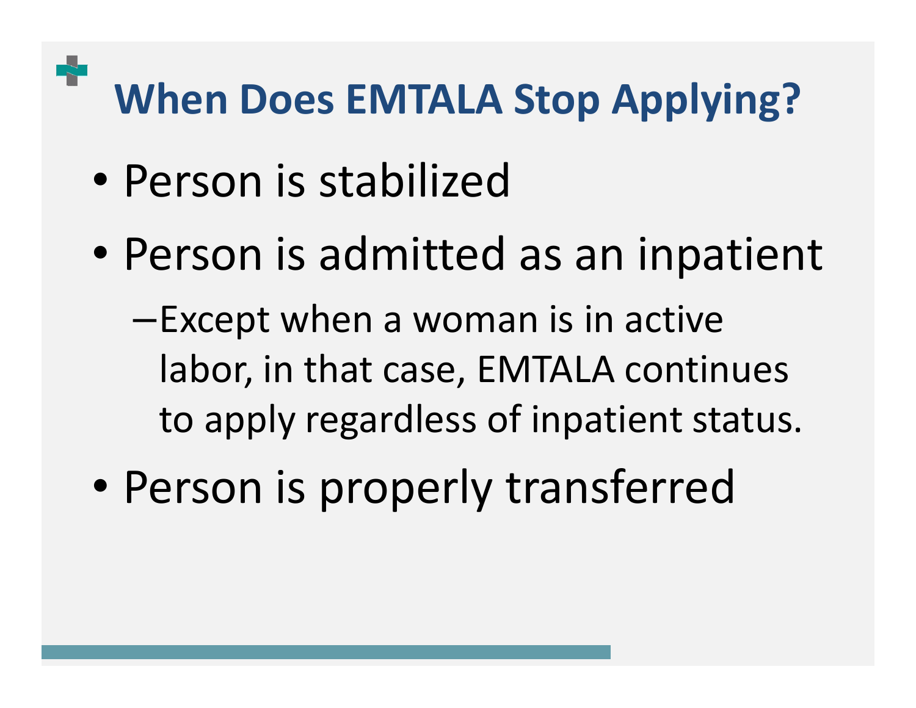# When Does EMTALA Stop Applying?

- Person is stabilized
- Person is admitted as an inpatient
  - Except when a woman is in active labor, in that case, EMTALA continues to apply regardless of inpatient status.
- Person is properly transferred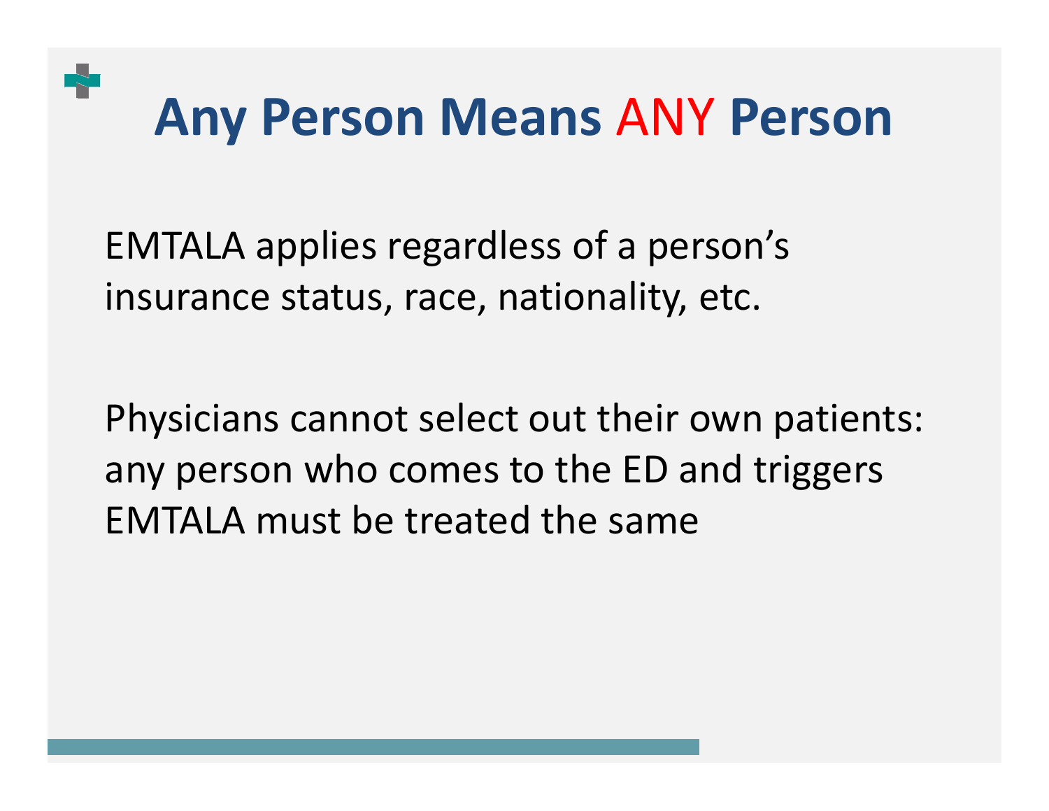# Any Person Means ANY Person

EMTALA applies regardless of a person's insurance status, race, nationality, etc.

Physicians cannot select out their own patients: any person who comes to the ED and triggers EMTALA must be treated the same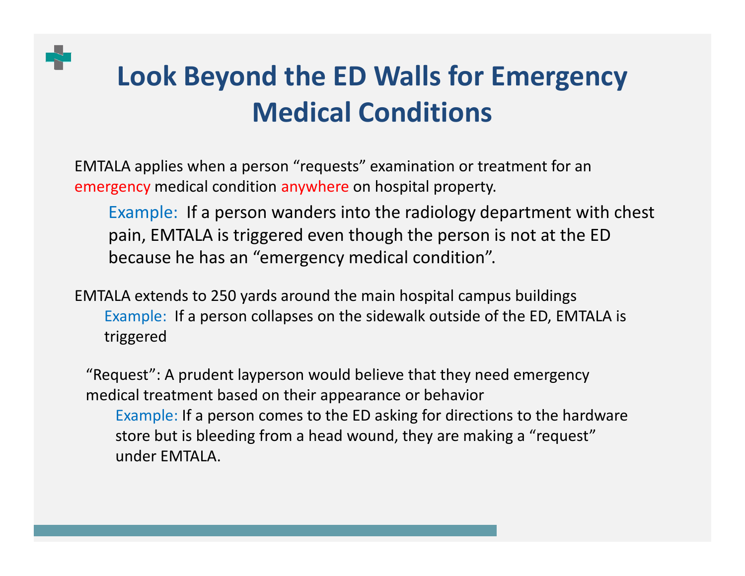# Look Beyond the ED Walls for Emergency Medical Conditions

EMTALA applies when a person "requests" examination or treatment for an emergency medical condition anywhere on hospital property.

> Example: If a person wanders into the radiology department with chest pain, EMTALA is triggered even though the person is not at the ED because he has an "emergency medical condition".

EMTALA extends to 250 yards around the main hospital campus buildings

> Example: If a person collapses on the sidewalk outside of the ED, EMTALA is triggered

"Request": A prudent layperson would believe that they need emergency medical treatment based on their appearance or behavior

> Example: If a person comes to the ED asking for directions to the hardware store but is bleeding from a head wound, they are making a "request" under EMTALA.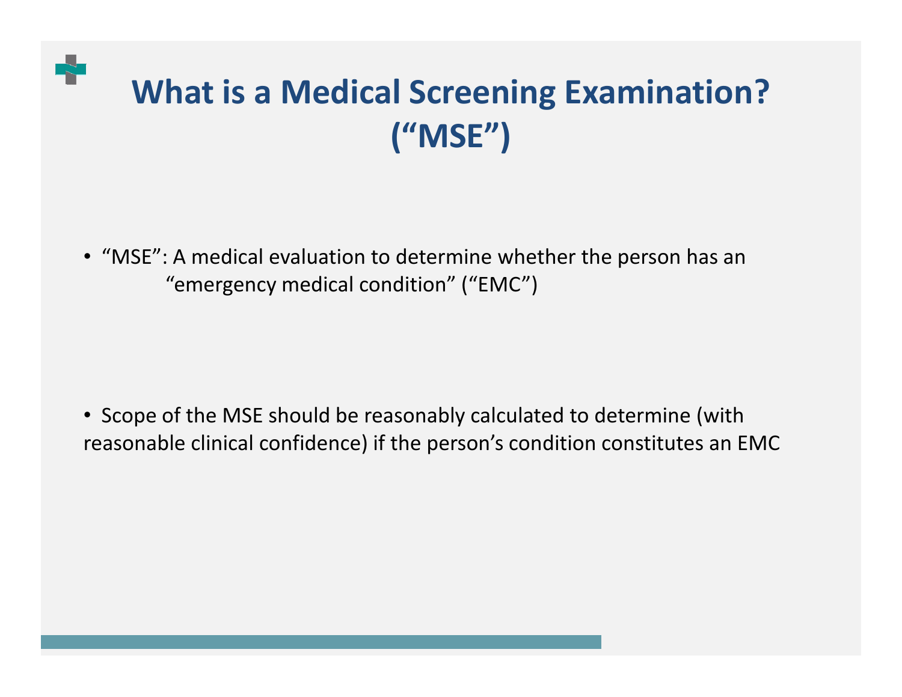# What is a Medical Screening Examination? ("MSE")

- "MSE": A medical evaluation to determine whether the person has an "emergency medical condition" ("EMC")

- Scope of the MSE should be reasonably calculated to determine (with reasonable clinical confidence) if the person's condition constitutes an EMC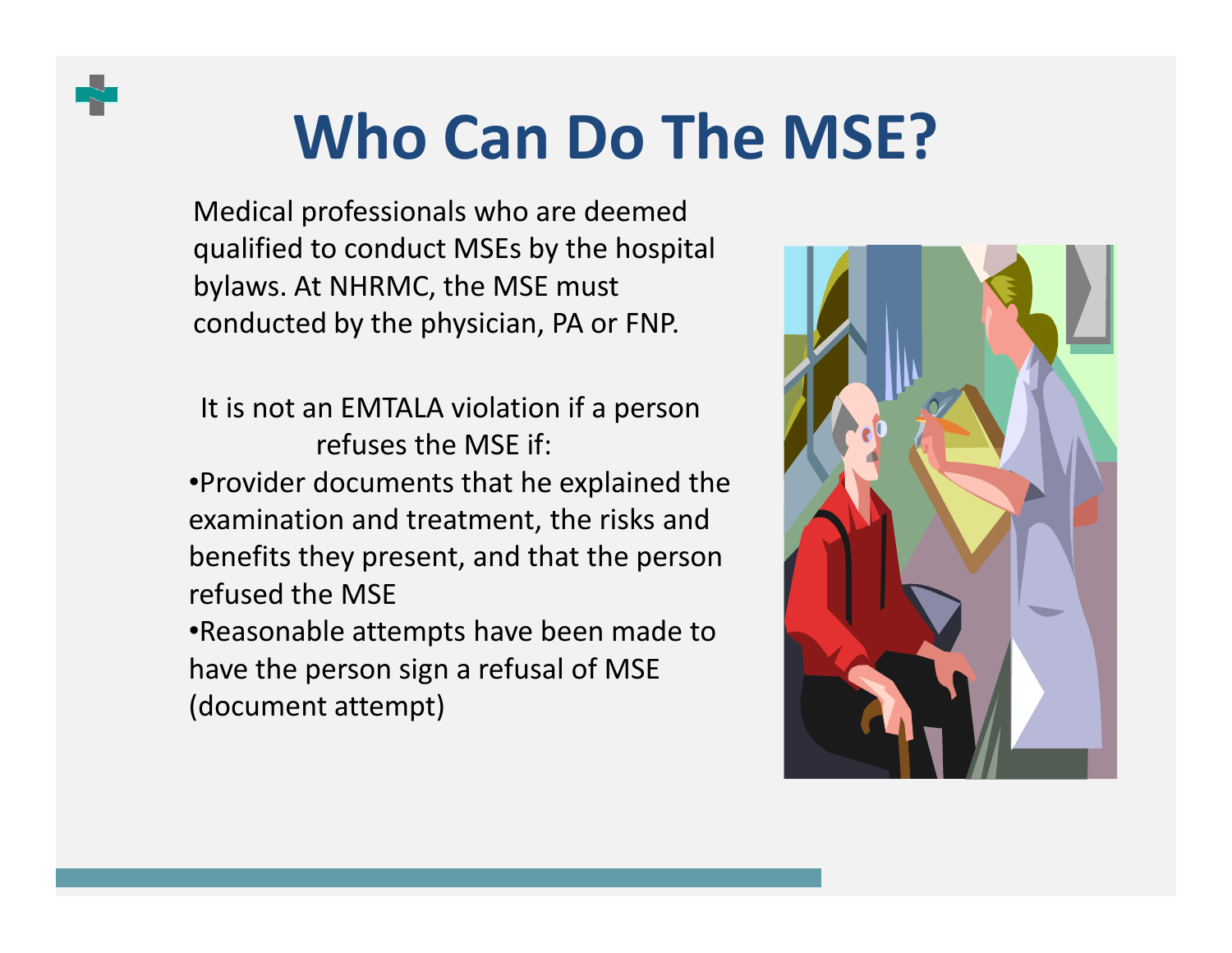# Who Can Do The MSE?

Medical professionals who are deemed qualified to conduct MSEs by the hospital bylaws. At NHRMC, the MSE must conducted by the physician, PA or FNP.

It is not an EMTALA violation if a person refuses the MSE if:

- Provider documents that he explained the examination and treatment, the risks and benefits they present, and that the person refused the MSE
- Reasonable attempts have been made to have the person sign a refusal of MSE (document attempt)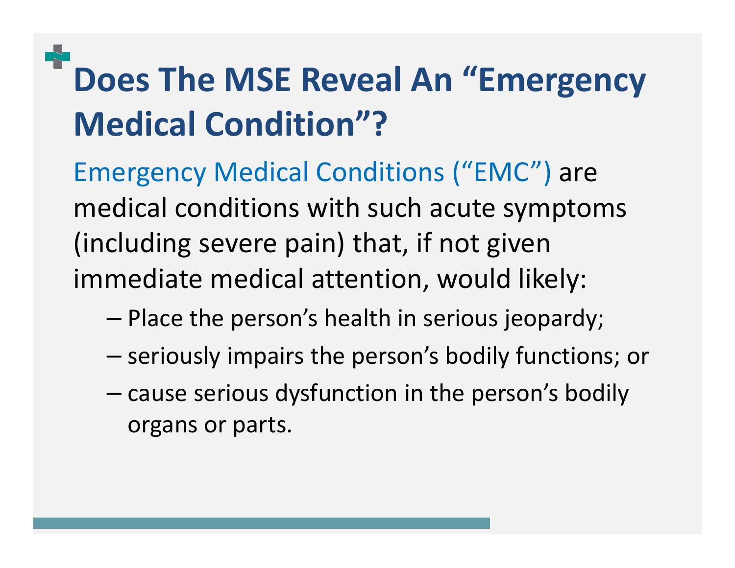# Does The MSE Reveal An "Emergency Medical Condition"?

Emergency Medical Conditions ("EMC") are medical conditions with such acute symptoms (including severe pain) that, if not given immediate medical attention, would likely:

- Place the person's health in serious jeopardy;
- seriously impairs the person's bodily functions; or
- cause serious dysfunction in the person's bodily organs or parts.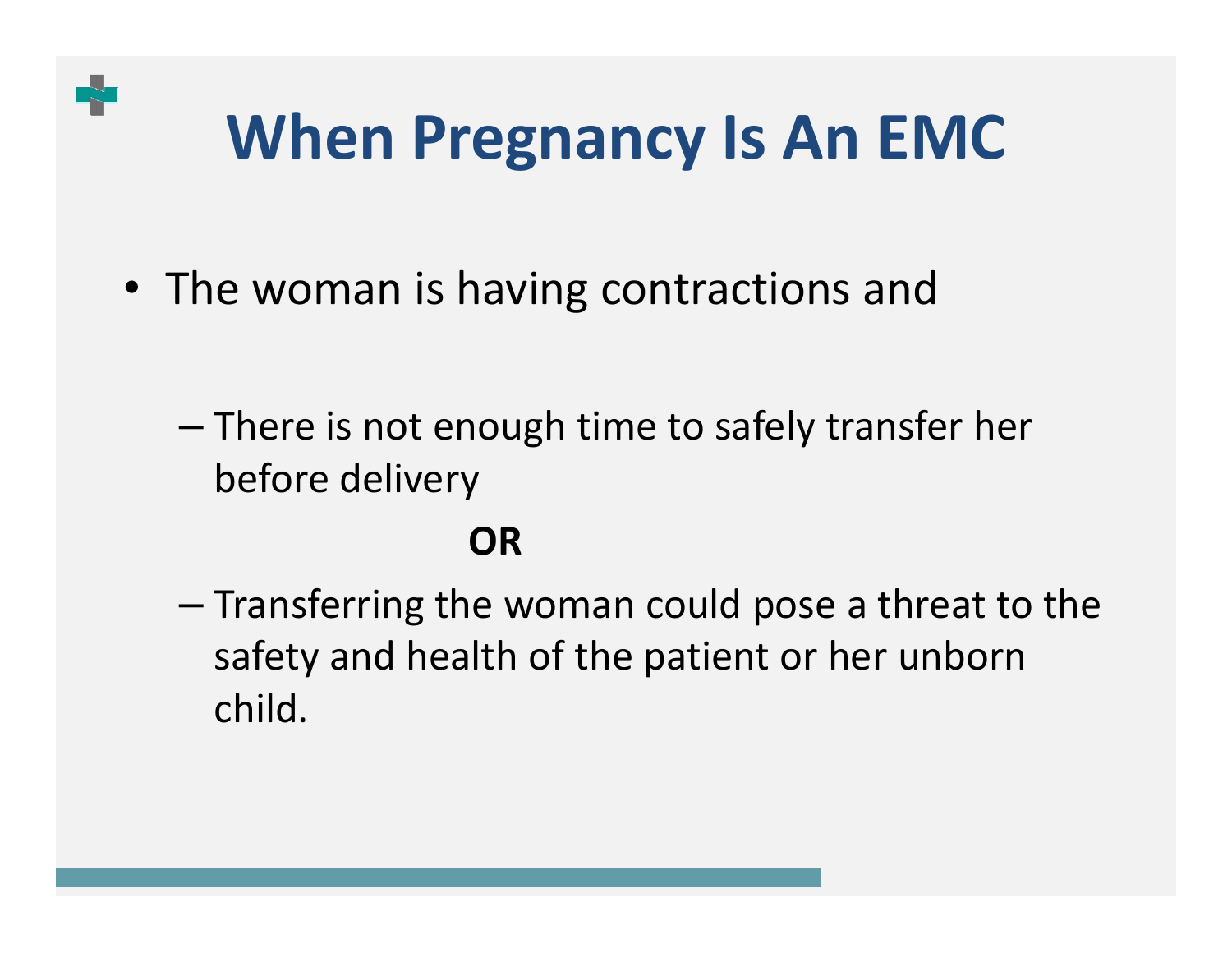# When Pregnancy Is An EMC

- The woman is having contractions and
  - There is not enough time to safely transfer her before delivery

    **OR**

  - Transferring the woman could pose a threat to the safety and health of the patient or her unborn child.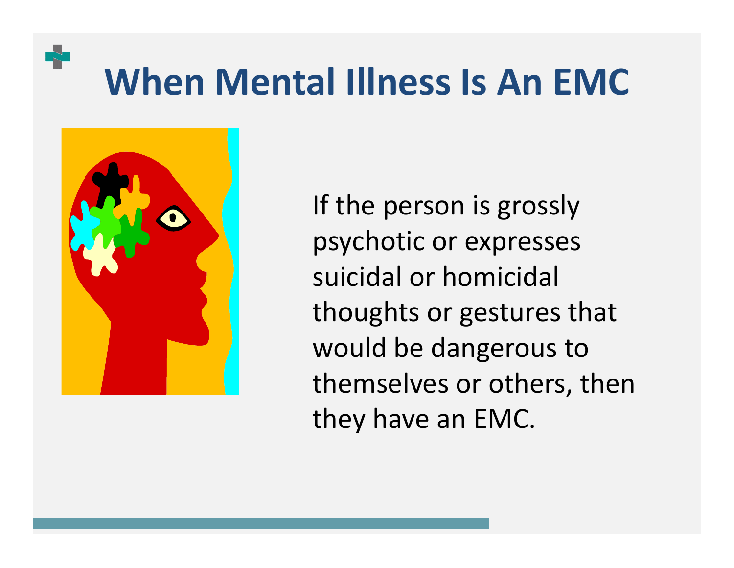# When Mental Illness Is An EMC

If the person is grossly psychotic or expresses suicidal or homicidal thoughts or gestures that would be dangerous to themselves or others, then they have an EMC.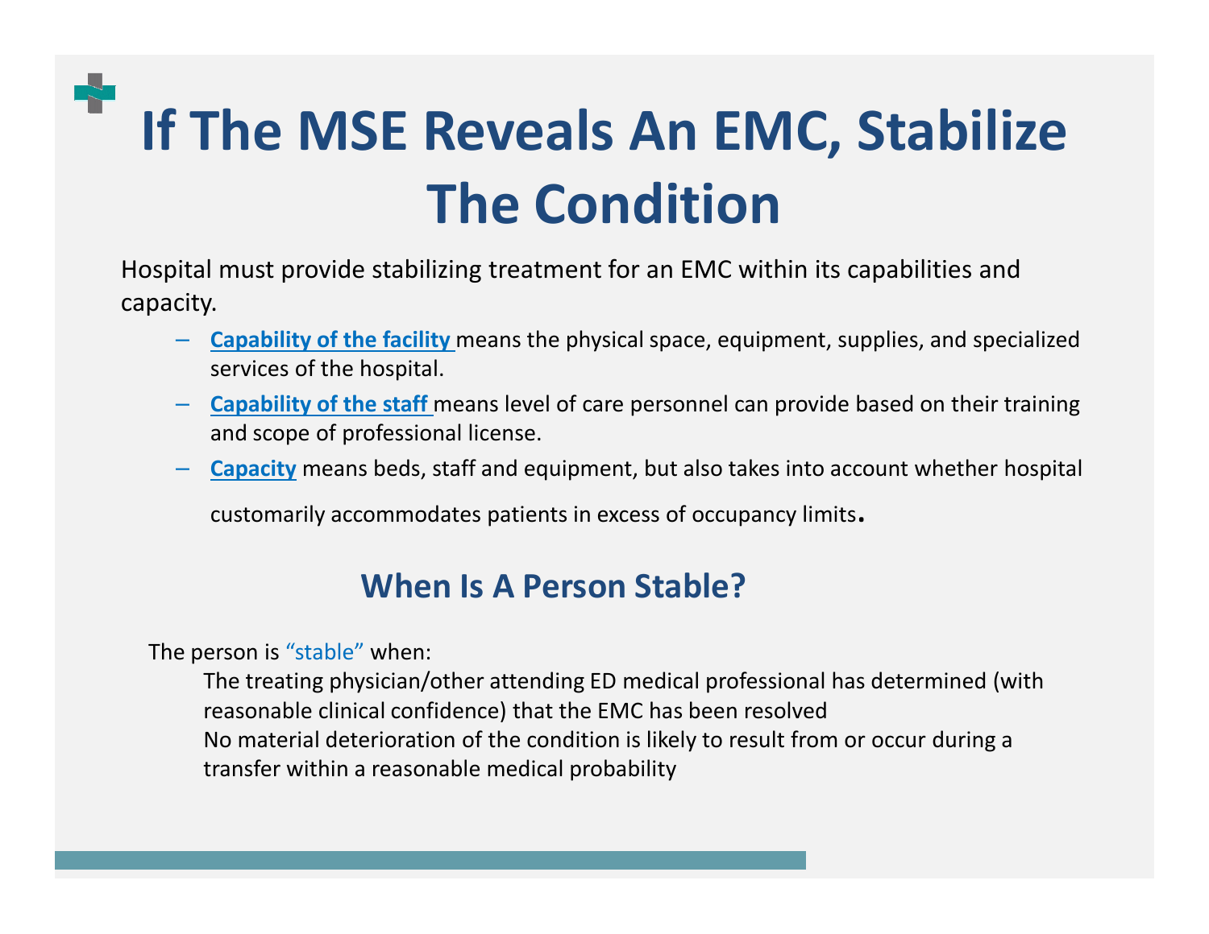# If The MSE Reveals An EMC, Stabilize The Condition

Hospital must provide stabilizing treatment for an EMC within its capabilities and capacity.

- **Capability of the facility** means the physical space, equipment, supplies, and specialized services of the hospital.
- **Capability of the staff** means level of care personnel can provide based on their training and scope of professional license.
- **Capacity** means beds, staff and equipment, but also takes into account whether hospital customarily accommodates patients in excess of occupancy limits.

## When Is A Person Stable?

The person is "stable" when:

The treating physician/other attending ED medical professional has determined (with reasonable clinical confidence) that the EMC has been resolved

No material deterioration of the condition is likely to result from or occur during a transfer within a reasonable medical probability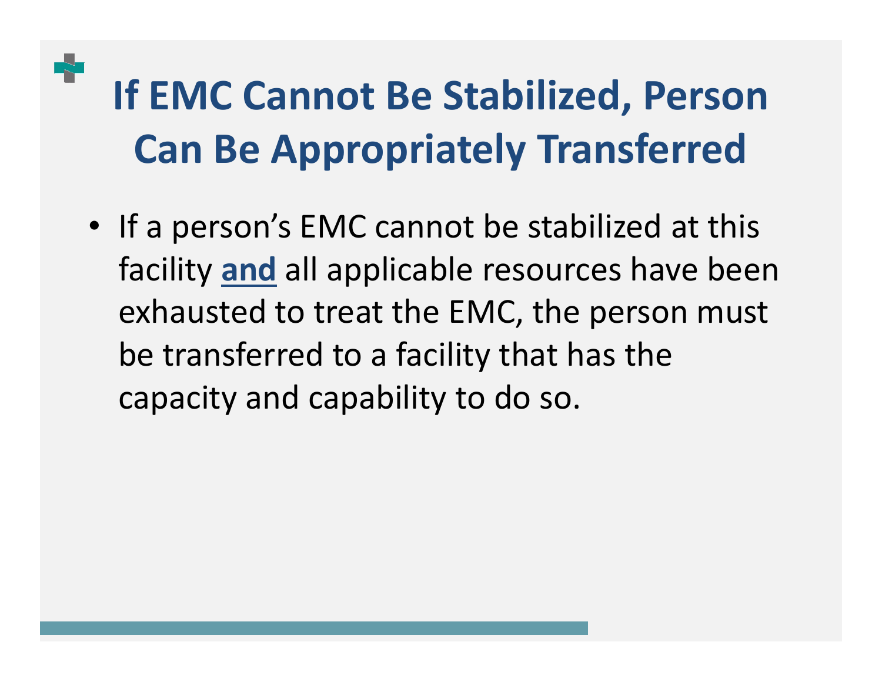# If EMC Cannot Be Stabilized, Person Can Be Appropriately Transferred

- If a person's EMC cannot be stabilized at this facility **and** all applicable resources have been exhausted to treat the EMC, the person must be transferred to a facility that has the capacity and capability to do so.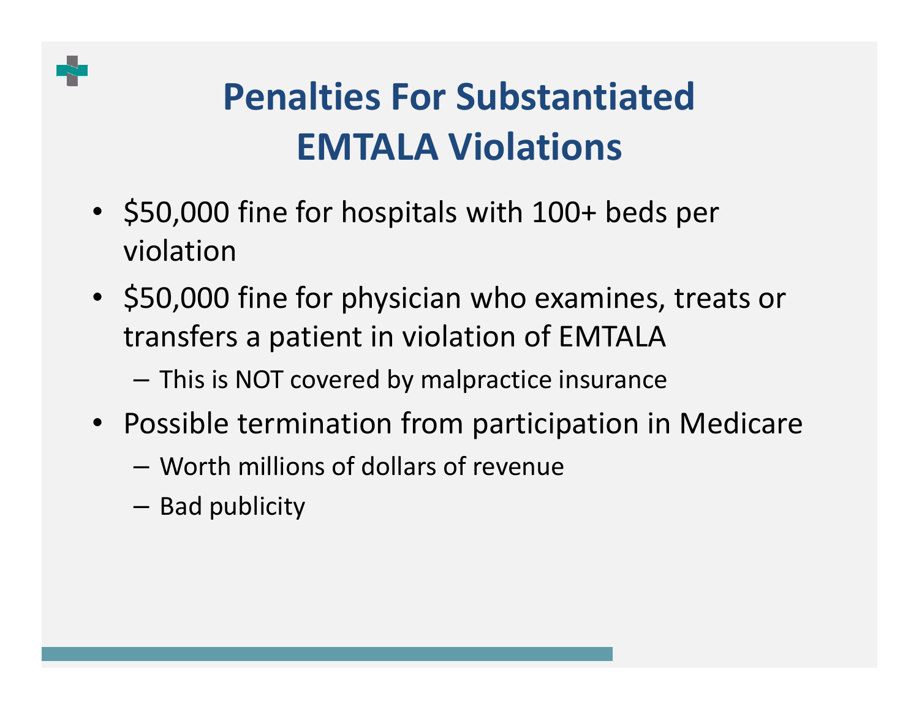# Penalties For Substantiated EMTALA Violations

- $50,000 fine for hospitals with 100+ beds per violation
- $50,000 fine for physician who examines, treats or transfers a patient in violation of EMTALA
  - This is NOT covered by malpractice insurance
- Possible termination from participation in Medicare
  - Worth millions of dollars of revenue
  - Bad publicity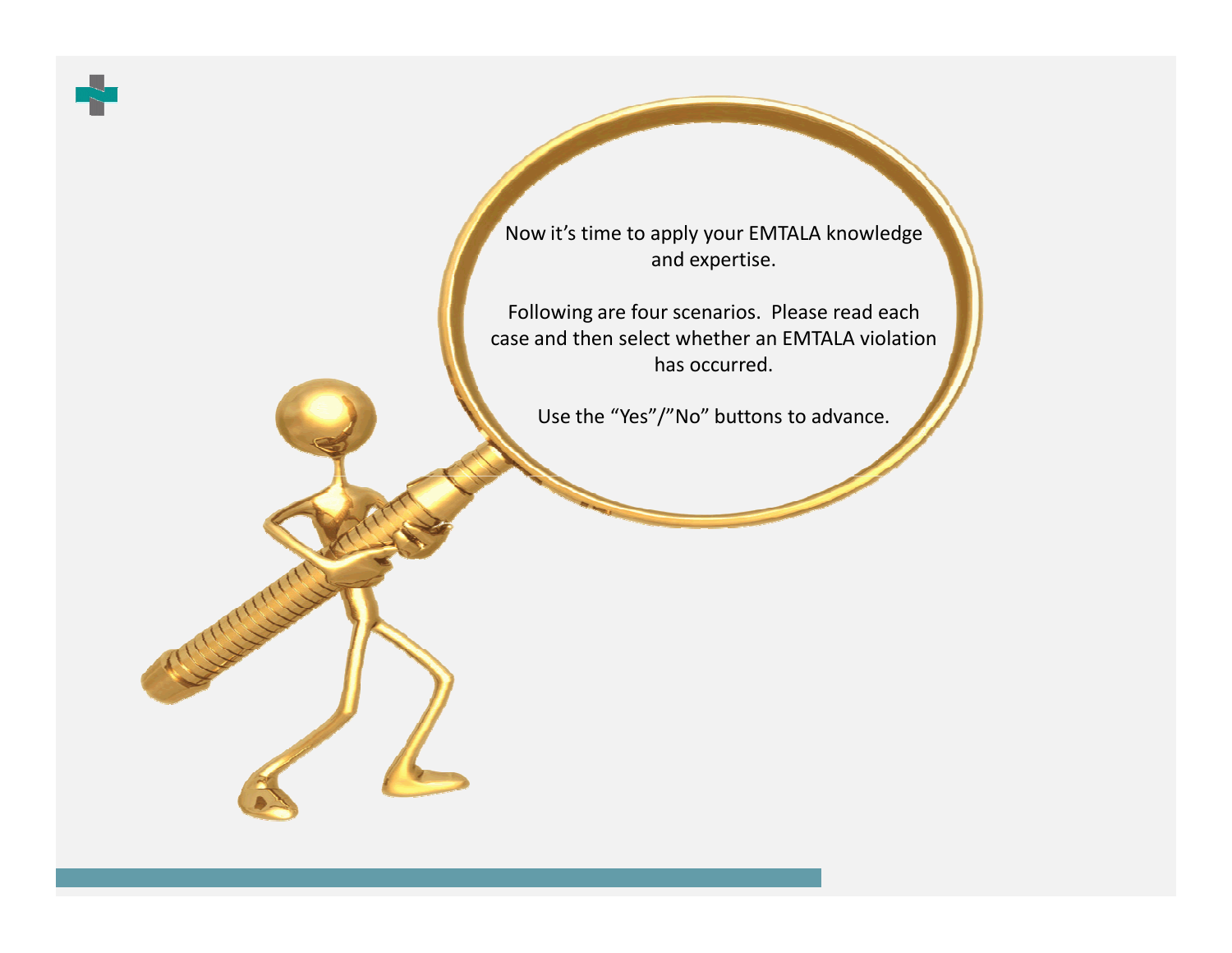Now it's time to apply your EMTALA knowledge and expertise.

Following are four scenarios. Please read each case and then select whether an EMTALA violation has occurred.

Use the "Yes"/"No" buttons to advance.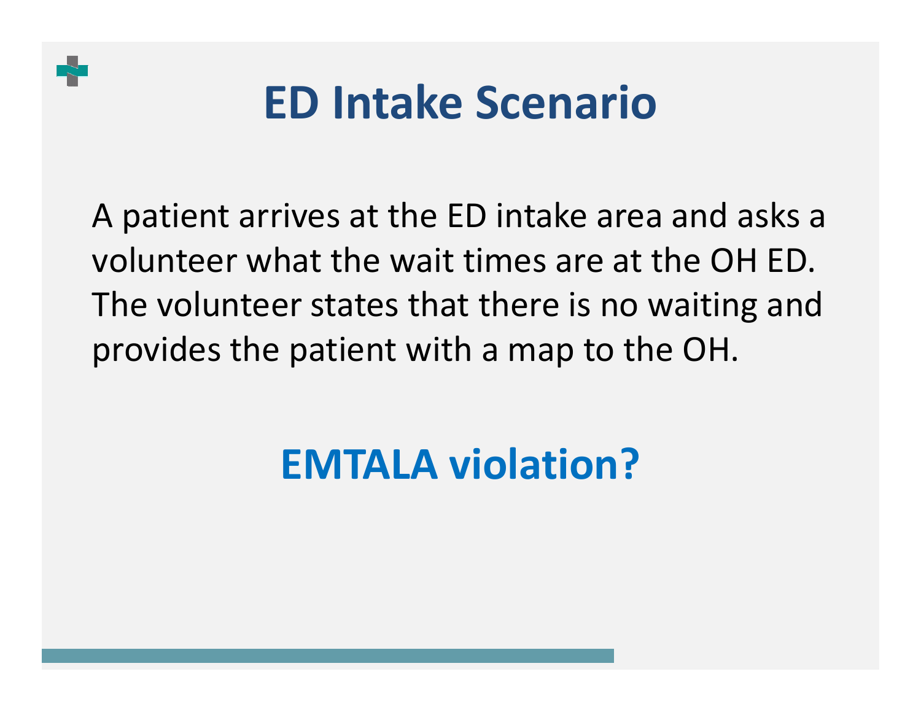# ED Intake Scenario

A patient arrives at the ED intake area and asks a volunteer what the wait times are at the OH ED. The volunteer states that there is no waiting and provides the patient with a map to the OH.

## EMTALA violation?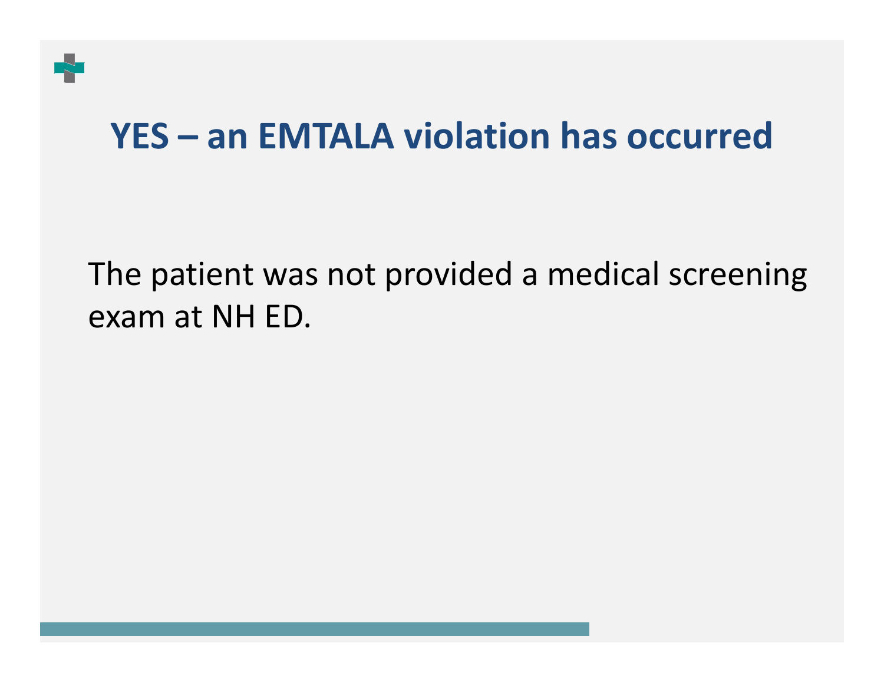# YES – an EMTALA violation has occurred

The patient was not provided a medical screening exam at NH ED.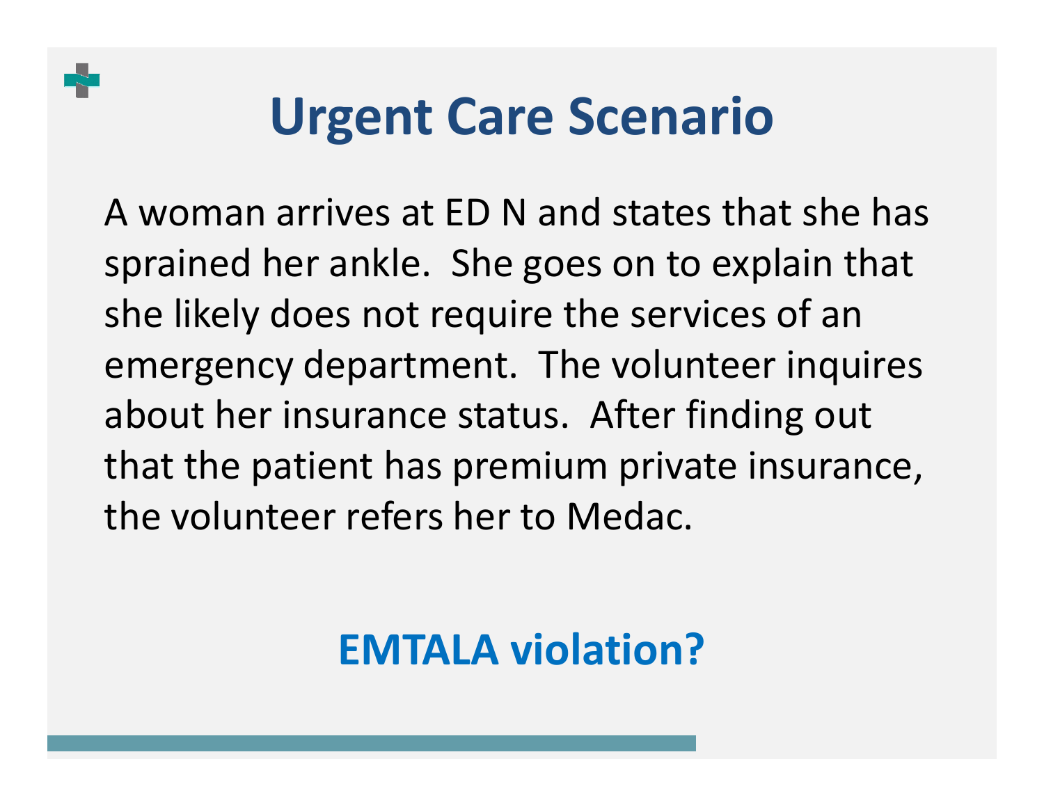# Urgent Care Scenario

A woman arrives at ED N and states that she has sprained her ankle. She goes on to explain that she likely does not require the services of an emergency department. The volunteer inquires about her insurance status. After finding out that the patient has premium private insurance, the volunteer refers her to Medac.

**EMTALA violation?**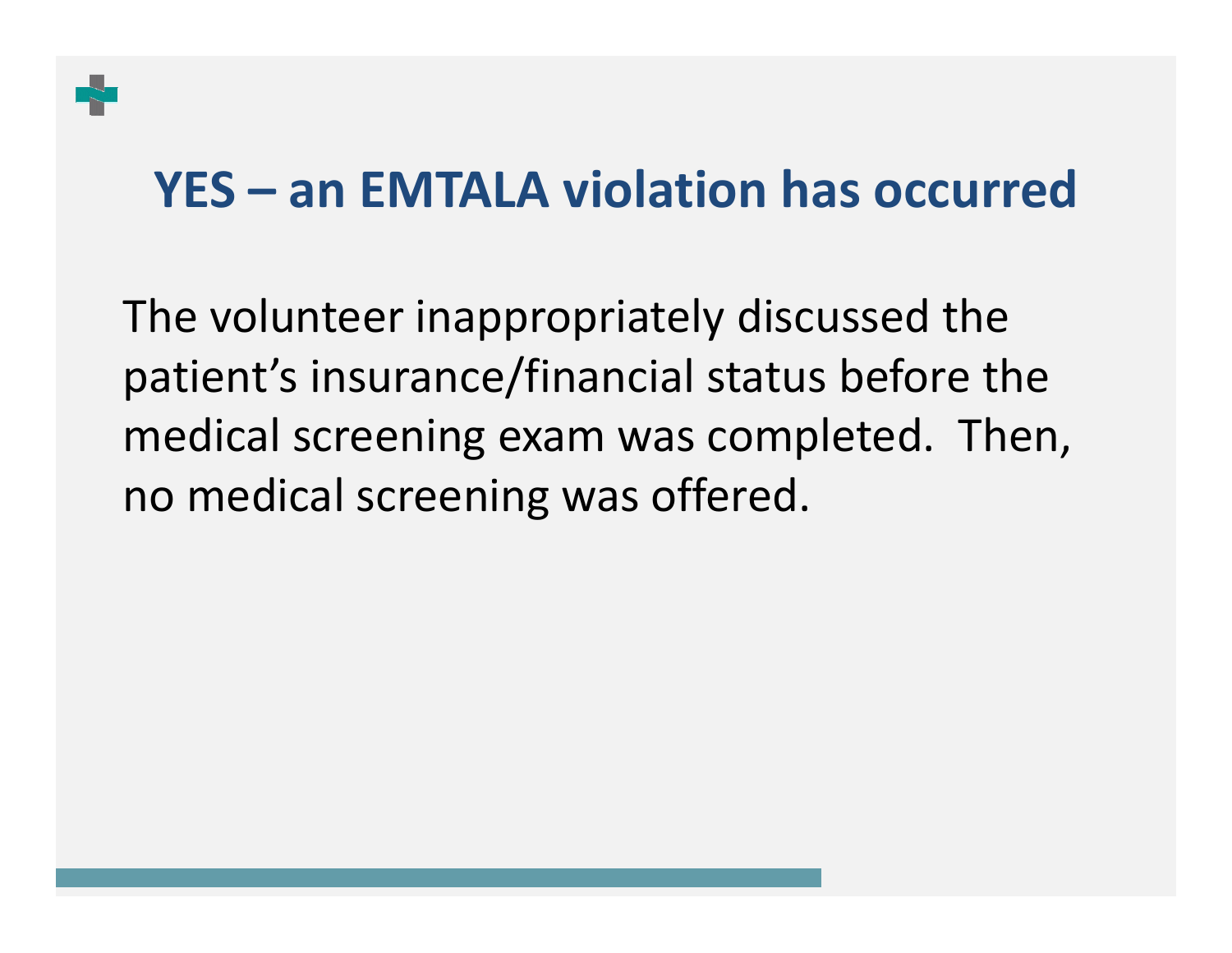## YES – an EMTALA violation has occurred

The volunteer inappropriately discussed the patient's insurance/financial status before the medical screening exam was completed. Then, no medical screening was offered.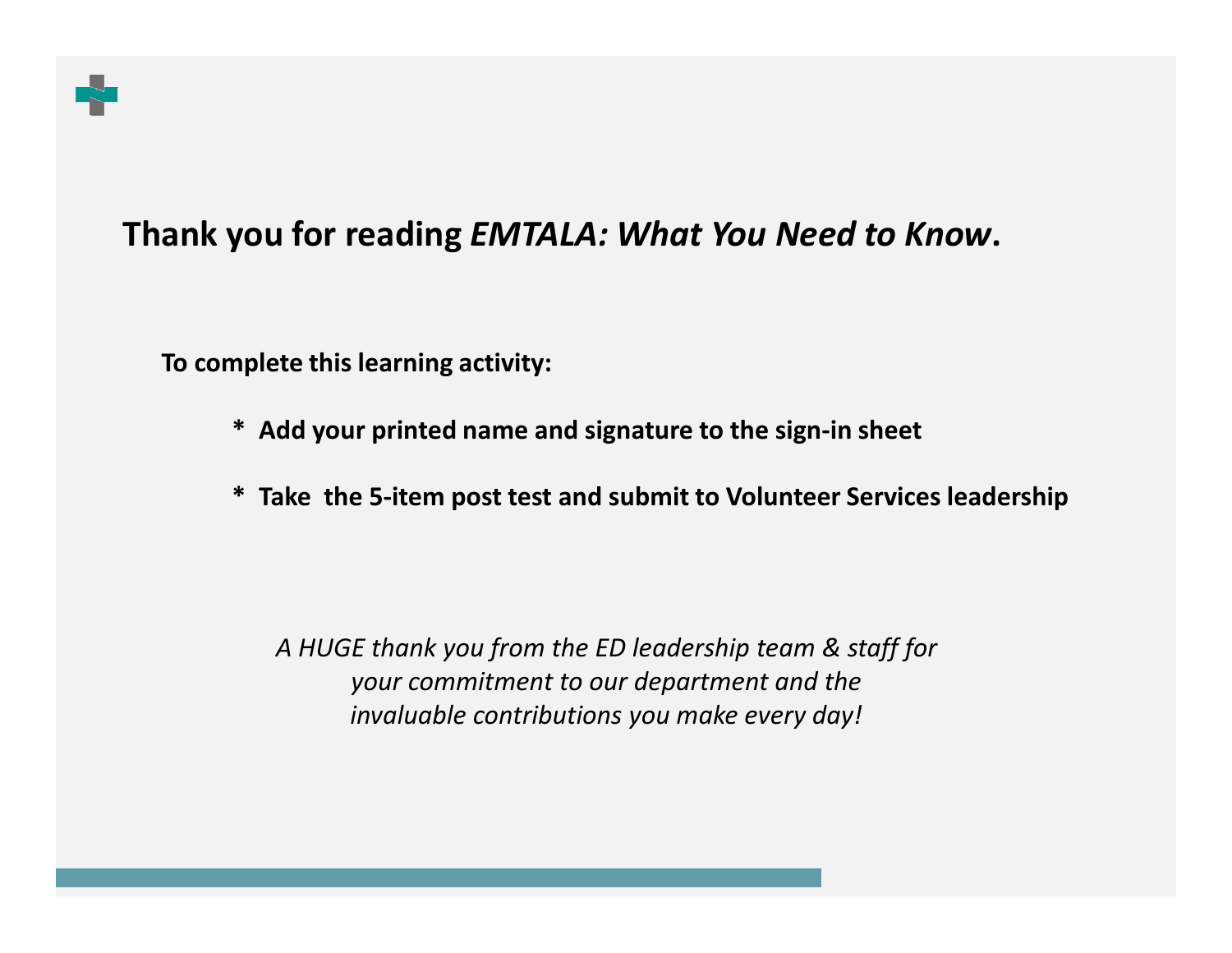**Thank you for reading *EMTALA: What You Need to Know*.**

**To complete this learning activity:**

- **Add your printed name and signature to the sign-in sheet**
- **Take the 5-item post test and submit to Volunteer Services leadership**

*A HUGE thank you from the ED leadership team & staff for your commitment to our department and the invaluable contributions you make every day!*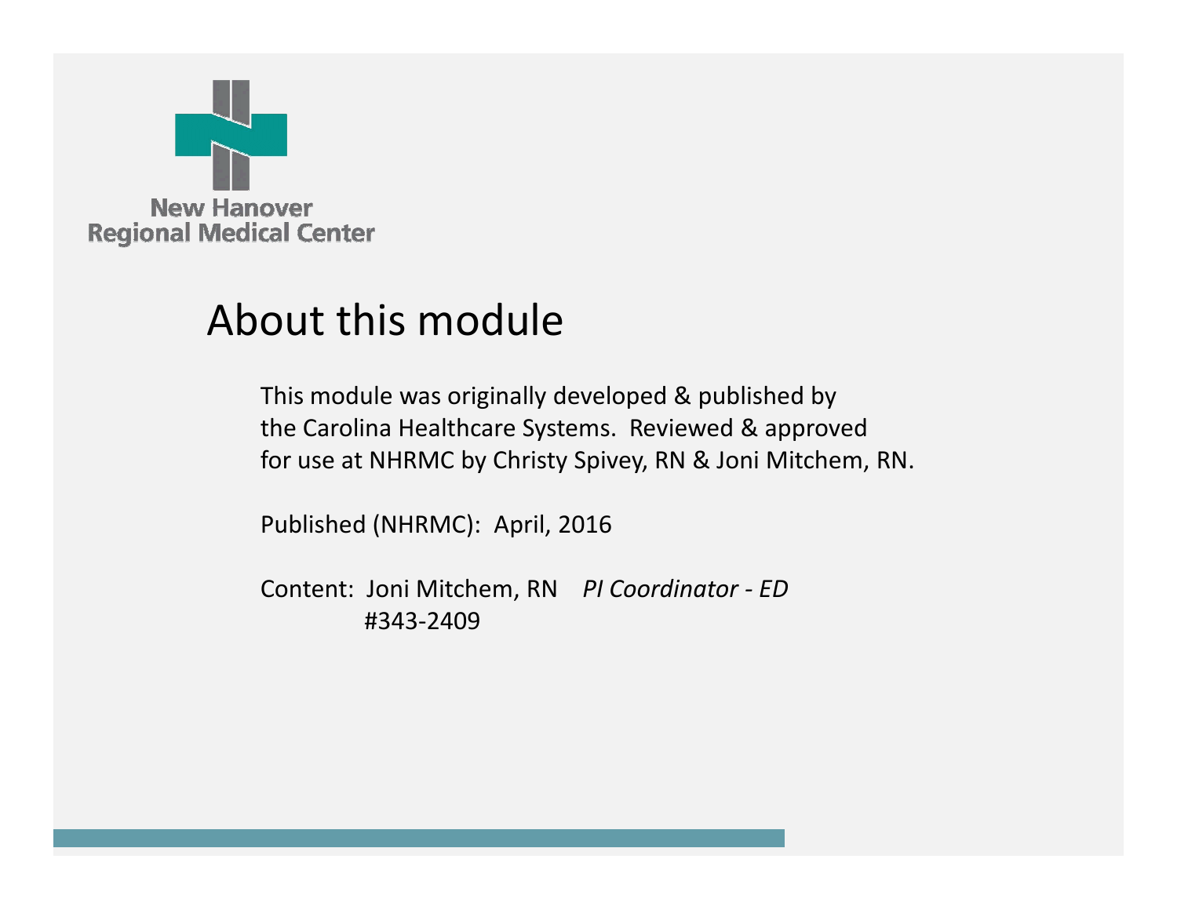New Hanover
Regional Medical Center

# About this module

This module was originally developed & published by the Carolina Healthcare Systems. Reviewed & approved for use at NHRMC by Christy Spivey, RN & Joni Mitchem, RN.

Published (NHRMC): April, 2016

Content: Joni Mitchem, RN *PI Coordinator - ED*
#343-2409